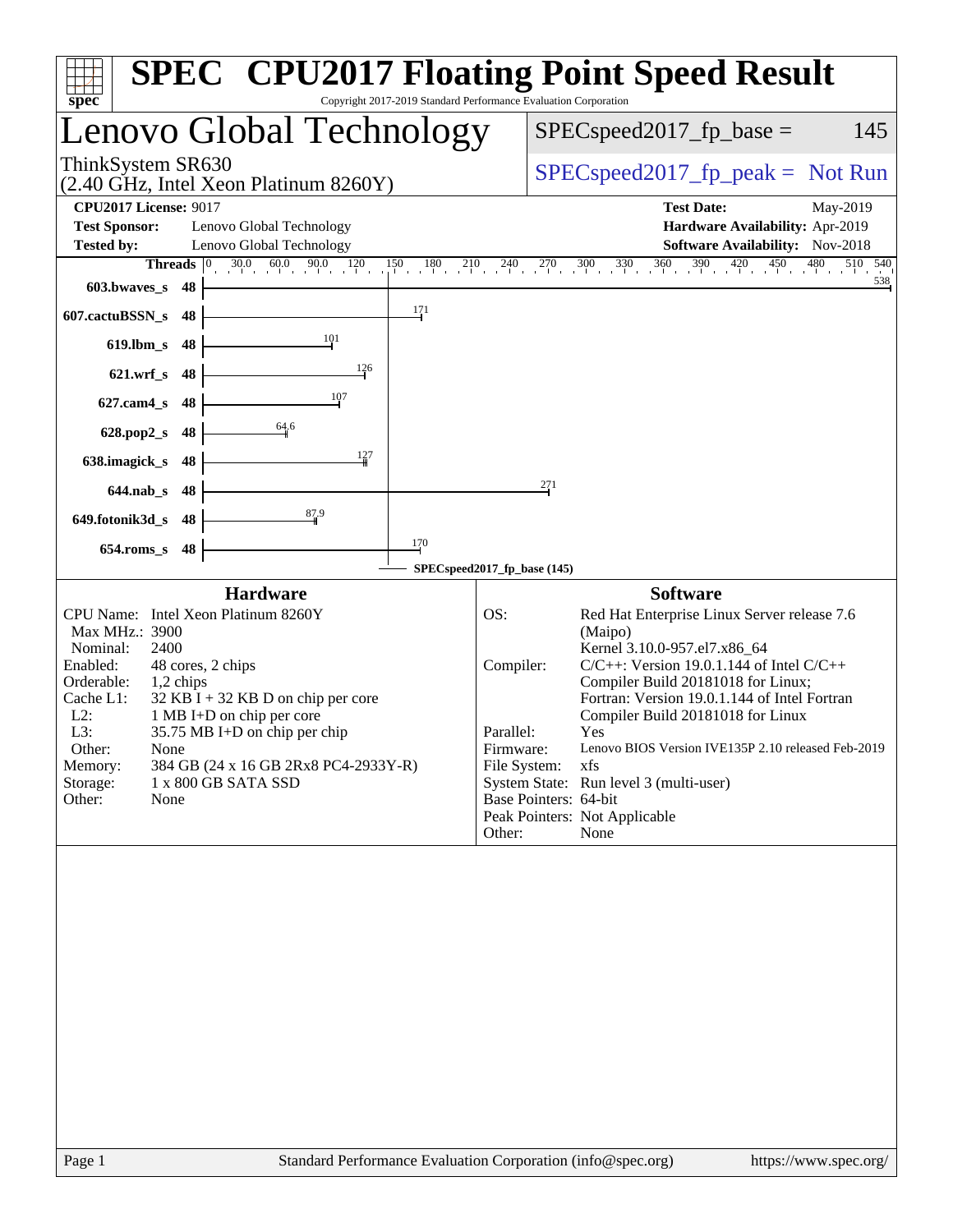# SPEC CPU2017 Floating Point Speed Result

Copyright 2017-2019 Standard Performance Evaluation Corporation

## Lenovo Global Technology

ThinkSystem SR630
(2.40 GHz, Intel Xeon Platinum 8260Y)

SPECspeed2017_fp_base = 145

SPECspeed2017_fp_peak = Not Run

**CPU2017 License:** 9017
**Test Sponsor:** Lenovo Global Technology
**Tested by:** Lenovo Global Technology

**Test Date:** May-2019
**Hardware Availability:** Apr-2019
**Software Availability:** Nov-2018

| Benchmark | Threads | Base Result |
|---|---|---|
| 603.bwaves_s | 48 | 538 |
| 607.cactuBSSN_s | 48 | 171 |
| 619.lbm_s | 48 | 101 |
| 621.wrf_s | 48 | 126 |
| 627.cam4_s | 48 | 107 |
| 628.pop2_s | 48 | 64.6 |
| 638.imagick_s | 48 | 127 |
| 644.nab_s | 48 | 271 |
| 649.fotonik3d_s | 48 | 87.9 |
| 654.roms_s | 48 | 170 |

SPECspeed2017_fp_base (145)

### Hardware

| | |
|---|---|
| CPU Name: | Intel Xeon Platinum 8260Y |
| Max MHz.: | 3900 |
| Nominal: | 2400 |
| Enabled: | 48 cores, 2 chips |
| Orderable: | 1,2 chips |
| Cache L1: | 32 KB I + 32 KB D on chip per core |
| L2: | 1 MB I+D on chip per core |
| L3: | 35.75 MB I+D on chip per chip |
| Other: | None |
| Memory: | 384 GB (24 x 16 GB 2Rx8 PC4-2933Y-R) |
| Storage: | 1 x 800 GB SATA SSD |
| Other: | None |

### Software

| | |
|---|---|
| OS: | Red Hat Enterprise Linux Server release 7.6 (Maipo) Kernel 3.10.0-957.el7.x86_64 |
| Compiler: | C/C++: Version 19.0.1.144 of Intel C/C++ Compiler Build 20181018 for Linux; Fortran: Version 19.0.1.144 of Intel Fortran Compiler Build 20181018 for Linux |
| Parallel: | Yes |
| Firmware: | Lenovo BIOS Version IVE135P 2.10 released Feb-2019 |
| File System: | xfs |
| System State: | Run level 3 (multi-user) |
| Base Pointers: | 64-bit |
| Peak Pointers: | Not Applicable |
| Other: | None |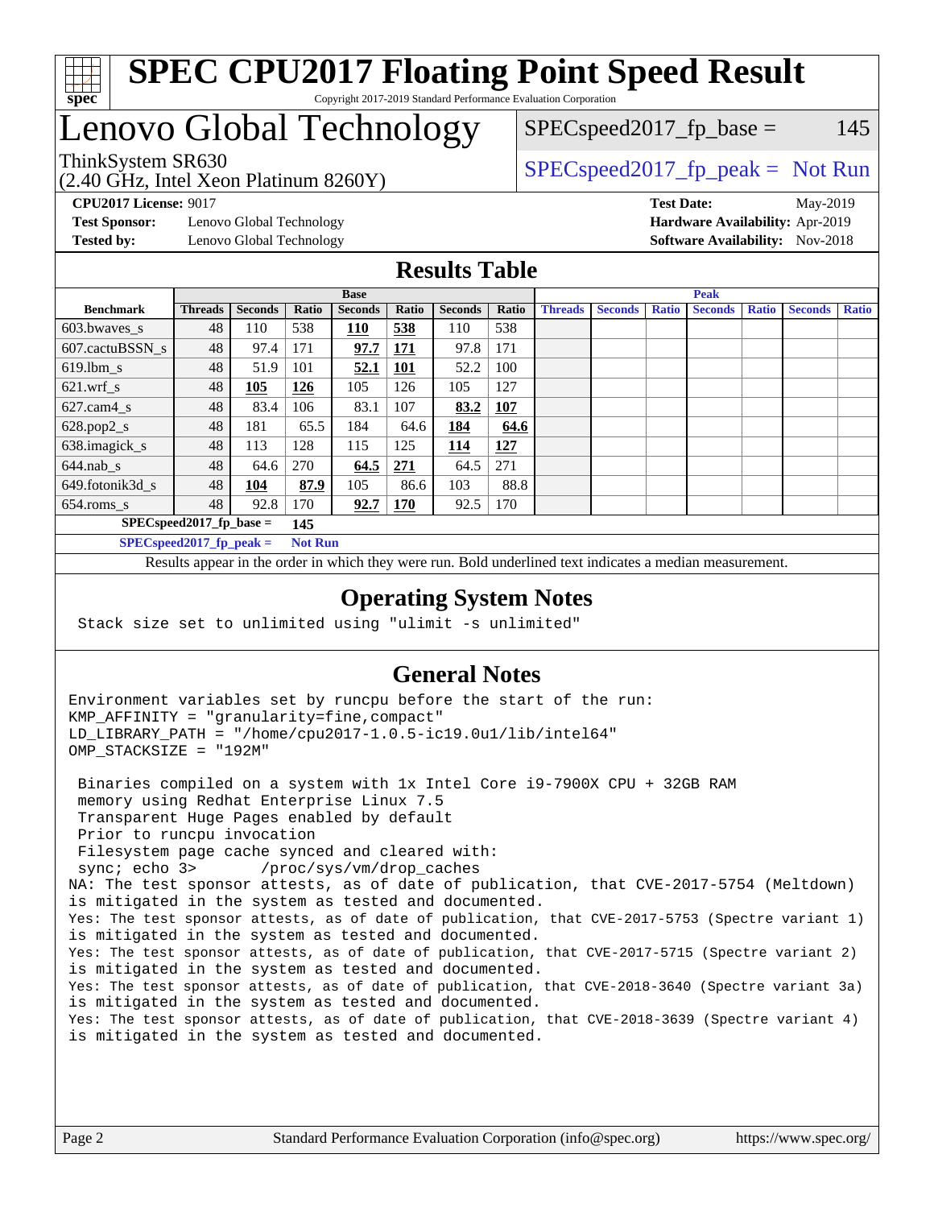# SPEC CPU2017 Floating Point Speed Result

Copyright 2017-2019 Standard Performance Evaluation Corporation

## Lenovo Global Technology

ThinkSystem SR630
(2.40 GHz, Intel Xeon Platinum 8260Y)

SPECspeed2017_fp_base = 145

SPECspeed2017_fp_peak = Not Run

**CPU2017 License:** 9017
**Test Sponsor:** Lenovo Global Technology
**Tested by:** Lenovo Global Technology

**Test Date:** May-2019
**Hardware Availability:** Apr-2019
**Software Availability:** Nov-2018

## Results Table

| | Base | | | | | | | Peak | | | | | | |
|---|---|---|---|---|---|---|---|---|---|---|---|---|---|---|
| **Benchmark** | **Threads** | **Seconds** | **Ratio** | **Seconds** | **Ratio** | **Seconds** | **Ratio** | **Threads** | **Seconds** | **Ratio** | **Seconds** | **Ratio** | **Seconds** | **Ratio** |
| 603.bwaves_s | 48 | 110 | 538 | **110** | **538** | 110 | 538 | | | | | | | |
| 607.cactuBSSN_s | 48 | 97.4 | 171 | **97.7** | **171** | 97.8 | 171 | | | | | | | |
| 619.lbm_s | 48 | 51.9 | 101 | **52.1** | **101** | 52.2 | 100 | | | | | | | |
| 621.wrf_s | 48 | **105** | **126** | 105 | 126 | 105 | 127 | | | | | | | |
| 627.cam4_s | 48 | 83.4 | 106 | 83.1 | 107 | **83.2** | **107** | | | | | | | |
| 628.pop2_s | 48 | 181 | 65.5 | 184 | 64.6 | **184** | **64.6** | | | | | | | |
| 638.imagick_s | 48 | 113 | 128 | 115 | 125 | **114** | **127** | | | | | | | |
| 644.nab_s | 48 | 64.6 | 270 | **64.5** | **271** | 64.5 | 271 | | | | | | | |
| 649.fotonik3d_s | 48 | **104** | **87.9** | 105 | 86.6 | 103 | 88.8 | | | | | | | |
| 654.roms_s | 48 | 92.8 | 170 | **92.7** | **170** | 92.5 | 170 | | | | | | | |

**SPECspeed2017_fp_base =** 145

**SPECspeed2017_fp_peak =** Not Run

Results appear in the order in which they were run. Bold underlined text indicates a median measurement.

## Operating System Notes

```
Stack size set to unlimited using "ulimit -s unlimited"
```

## General Notes

```
Environment variables set by runcpu before the start of the run:
KMP_AFFINITY = "granularity=fine,compact"
LD_LIBRARY_PATH = "/home/cpu2017-1.0.5-ic19.0u1/lib/intel64"
OMP_STACKSIZE = "192M"

 Binaries compiled on a system with 1x Intel Core i9-7900X CPU + 32GB RAM
 memory using Redhat Enterprise Linux 7.5
 Transparent Huge Pages enabled by default
 Prior to runcpu invocation
 Filesystem page cache synced and cleared with:
 sync; echo 3>       /proc/sys/vm/drop_caches
NA: The test sponsor attests, as of date of publication, that CVE-2017-5754 (Meltdown)
is mitigated in the system as tested and documented.
Yes: The test sponsor attests, as of date of publication, that CVE-2017-5753 (Spectre variant 1)
is mitigated in the system as tested and documented.
Yes: The test sponsor attests, as of date of publication, that CVE-2017-5715 (Spectre variant 2)
is mitigated in the system as tested and documented.
Yes: The test sponsor attests, as of date of publication, that CVE-2018-3640 (Spectre variant 3a)
is mitigated in the system as tested and documented.
Yes: The test sponsor attests, as of date of publication, that CVE-2018-3639 (Spectre variant 4)
is mitigated in the system as tested and documented.
```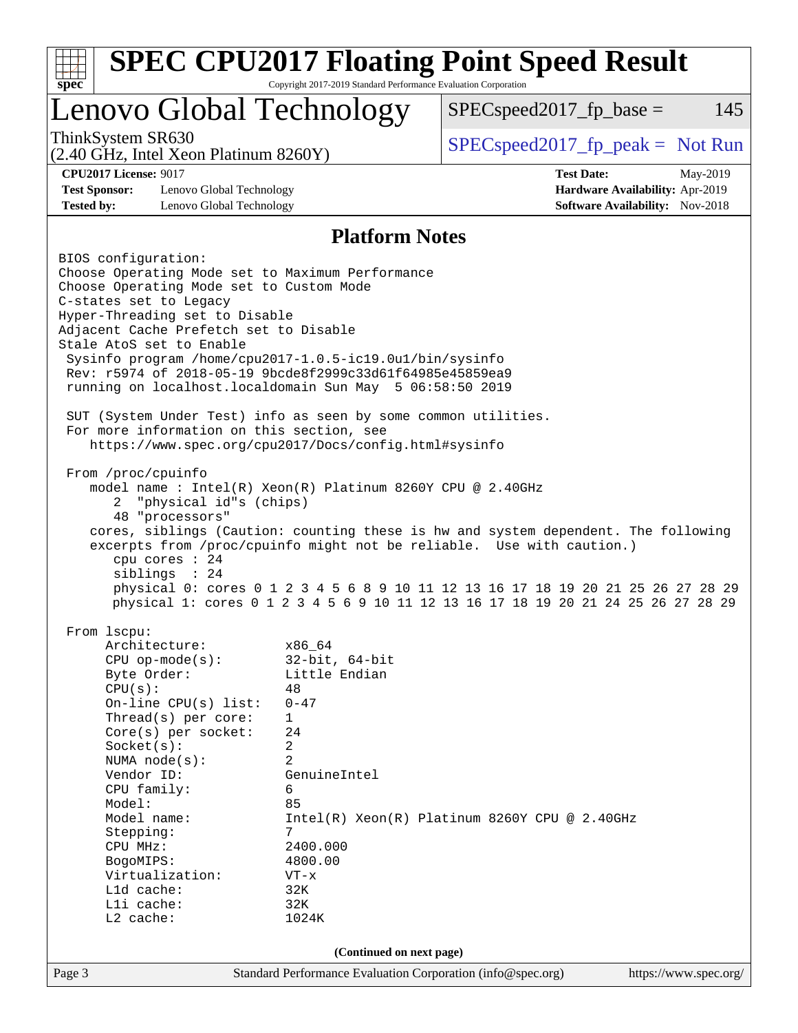# SPEC CPU2017 Floating Point Speed Result

Copyright 2017-2019 Standard Performance Evaluation Corporation

## Lenovo Global Technology

ThinkSystem SR630
(2.40 GHz, Intel Xeon Platinum 8260Y)

SPECspeed2017_fp_base = 145

SPECspeed2017_fp_peak = Not Run

**CPU2017 License:** 9017
**Test Sponsor:** Lenovo Global Technology
**Tested by:** Lenovo Global Technology

**Test Date:** May-2019
**Hardware Availability:** Apr-2019
**Software Availability:** Nov-2018

### Platform Notes

```
BIOS configuration:
Choose Operating Mode set to Maximum Performance
Choose Operating Mode set to Custom Mode
C-states set to Legacy
Hyper-Threading set to Disable
Adjacent Cache Prefetch set to Disable
Stale AtoS set to Enable
 Sysinfo program /home/cpu2017-1.0.5-ic19.0u1/bin/sysinfo
 Rev: r5974 of 2018-05-19 9bcde8f2999c33d61f64985e45859ea9
 running on localhost.localdomain Sun May  5 06:58:50 2019

 SUT (System Under Test) info as seen by some common utilities.
 For more information on this section, see
    https://www.spec.org/cpu2017/Docs/config.html#sysinfo

 From /proc/cpuinfo
    model name : Intel(R) Xeon(R) Platinum 8260Y CPU @ 2.40GHz
       2  "physical id"s (chips)
       48 "processors"
    cores, siblings (Caution: counting these is hw and system dependent. The following
    excerpts from /proc/cpuinfo might not be reliable.  Use with caution.)
       cpu cores : 24
       siblings  : 24
       physical 0: cores 0 1 2 3 4 5 6 8 9 10 11 12 13 16 17 18 19 20 21 25 26 27 28 29
       physical 1: cores 0 1 2 3 4 5 6 9 10 11 12 13 16 17 18 19 20 21 24 25 26 27 28 29

 From lscpu:
      Architecture:          x86_64
      CPU op-mode(s):        32-bit, 64-bit
      Byte Order:            Little Endian
      CPU(s):                48
      On-line CPU(s) list:   0-47
      Thread(s) per core:    1
      Core(s) per socket:    24
      Socket(s):             2
      NUMA node(s):          2
      Vendor ID:             GenuineIntel
      CPU family:            6
      Model:                 85
      Model name:            Intel(R) Xeon(R) Platinum 8260Y CPU @ 2.40GHz
      Stepping:              7
      CPU MHz:               2400.000
      BogoMIPS:              4800.00
      Virtualization:        VT-x
      L1d cache:             32K
      L1i cache:             32K
      L2 cache:              1024K
```

**(Continued on next page)**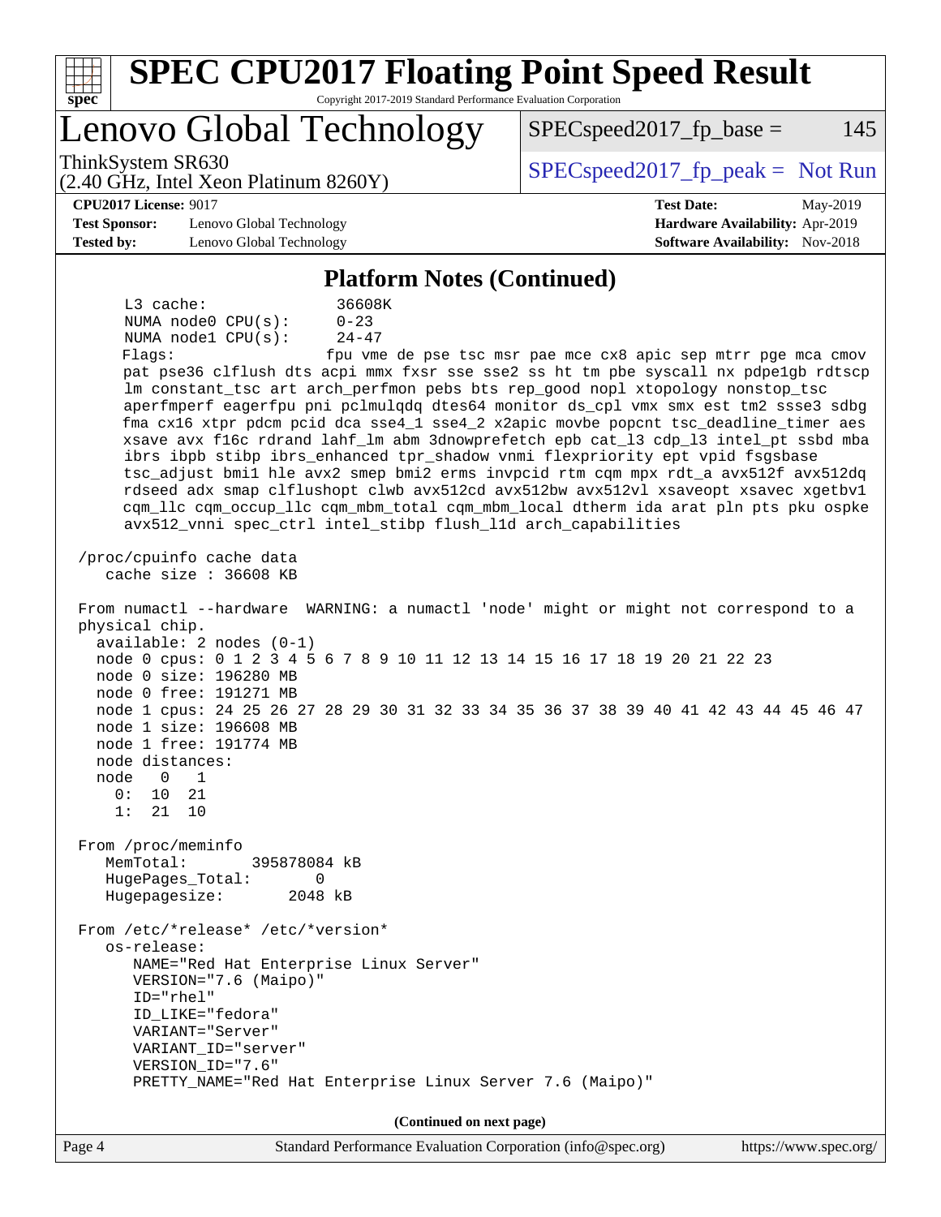# SPEC CPU2017 Floating Point Speed Result

Copyright 2017-2019 Standard Performance Evaluation Corporation

## Lenovo Global Technology

ThinkSystem SR630
(2.40 GHz, Intel Xeon Platinum 8260Y)

SPECspeed2017_fp_base = 145

SPECspeed2017_fp_peak = Not Run

**CPU2017 License:** 9017
**Test Sponsor:** Lenovo Global Technology
**Tested by:** Lenovo Global Technology

**Test Date:** May-2019
**Hardware Availability:** Apr-2019
**Software Availability:** Nov-2018

### Platform Notes (Continued)

```
     L3 cache:              36608K
     NUMA node0 CPU(s):     0-23
     NUMA node1 CPU(s):     24-47
     Flags:                 fpu vme de pse tsc msr pae mce cx8 apic sep mtrr pge mca cmov
     pat pse36 clflush dts acpi mmx fxsr sse sse2 ss ht tm pbe syscall nx pdpe1gb rdtscp
     lm constant_tsc art arch_perfmon pebs bts rep_good nopl xtopology nonstop_tsc
     aperfmperf eagerfpu pni pclmulqdq dtes64 monitor ds_cpl vmx smx est tm2 ssse3 sdbg
     fma cx16 xtpr pdcm pcid dca sse4_1 sse4_2 x2apic movbe popcnt tsc_deadline_timer aes
     xsave avx f16c rdrand lahf_lm abm 3dnowprefetch epb cat_l3 cdp_l3 intel_pt ssbd mba
     ibrs ibpb stibp ibrs_enhanced tpr_shadow vnmi flexpriority ept vpid fsgsbase
     tsc_adjust bmi1 hle avx2 smep bmi2 erms invpcid rtm cqm mpx rdt_a avx512f avx512dq
     rdseed adx smap clflushopt clwb avx512cd avx512bw avx512vl xsaveopt xsavec xgetbv1
     cqm_llc cqm_occup_llc cqm_mbm_total cqm_mbm_local dtherm ida arat pln pts pku ospke
     avx512_vnni spec_ctrl intel_stibp flush_l1d arch_capabilities

 /proc/cpuinfo cache data
    cache size : 36608 KB

 From numactl --hardware  WARNING: a numactl 'node' might or might not correspond to a
 physical chip.
   available: 2 nodes (0-1)
   node 0 cpus: 0 1 2 3 4 5 6 7 8 9 10 11 12 13 14 15 16 17 18 19 20 21 22 23
   node 0 size: 196280 MB
   node 0 free: 191271 MB
   node 1 cpus: 24 25 26 27 28 29 30 31 32 33 34 35 36 37 38 39 40 41 42 43 44 45 46 47
   node 1 size: 196608 MB
   node 1 free: 191774 MB
   node distances:
   node   0   1
     0:  10  21
     1:  21  10

 From /proc/meminfo
    MemTotal:       395878084 kB
    HugePages_Total:       0
    Hugepagesize:       2048 kB

 From /etc/*release* /etc/*version*
    os-release:
       NAME="Red Hat Enterprise Linux Server"
       VERSION="7.6 (Maipo)"
       ID="rhel"
       ID_LIKE="fedora"
       VARIANT="Server"
       VARIANT_ID="server"
       VERSION_ID="7.6"
       PRETTY_NAME="Red Hat Enterprise Linux Server 7.6 (Maipo)"
```

(Continued on next page)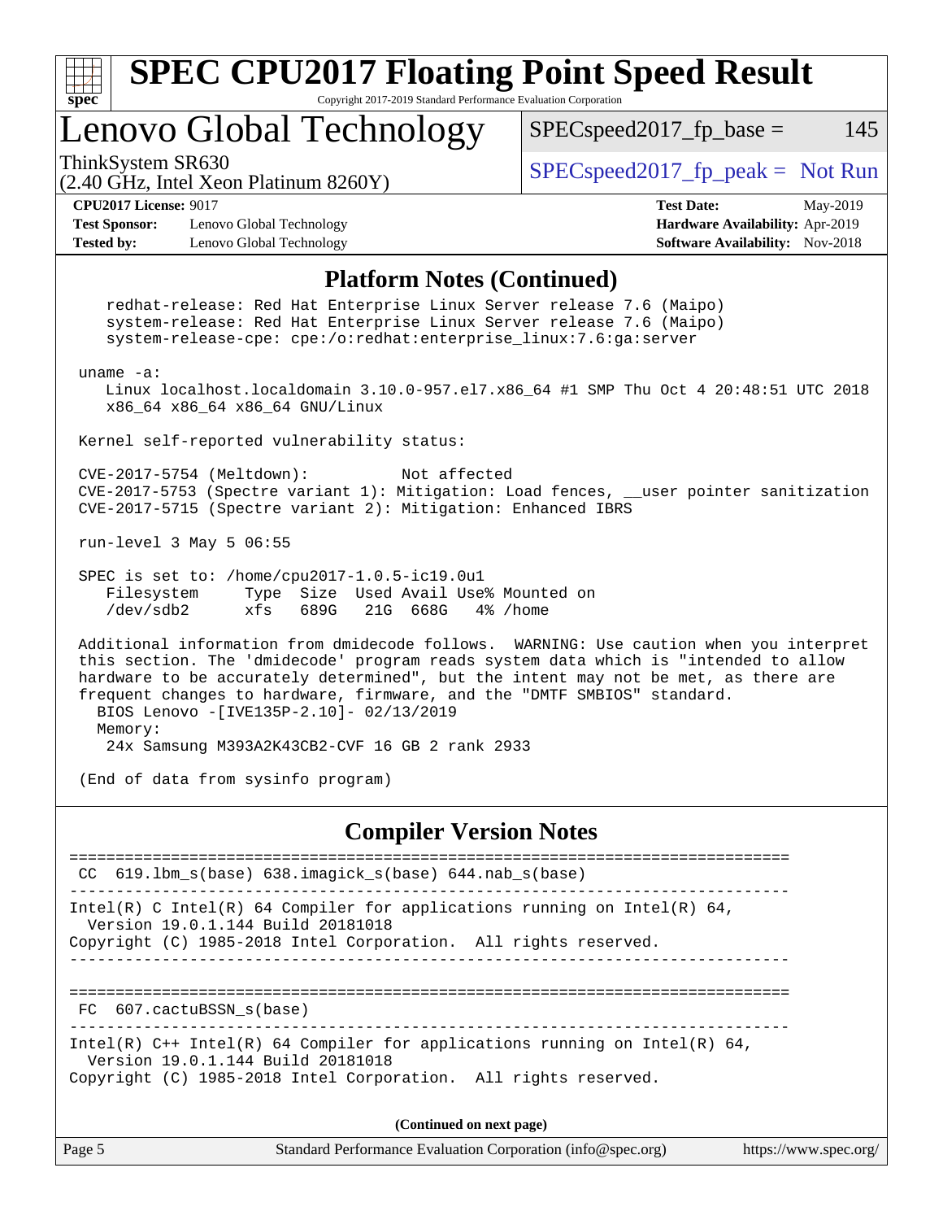# Lenovo Global Technology

ThinkSystem SR630
(2.40 GHz, Intel Xeon Platinum 8260Y)

SPECspeed2017_fp_base = 145

SPECspeed2017_fp_peak = Not Run

**CPU2017 License:** 9017
**Test Sponsor:** Lenovo Global Technology
**Tested by:** Lenovo Global Technology

**Test Date:** May-2019
**Hardware Availability:** Apr-2019
**Software Availability:** Nov-2018

## Platform Notes (Continued)

```
    redhat-release: Red Hat Enterprise Linux Server release 7.6 (Maipo)
    system-release: Red Hat Enterprise Linux Server release 7.6 (Maipo)
    system-release-cpe: cpe:/o:redhat:enterprise_linux:7.6:ga:server

 uname -a:
    Linux localhost.localdomain 3.10.0-957.el7.x86_64 #1 SMP Thu Oct 4 20:48:51 UTC 2018
    x86_64 x86_64 x86_64 GNU/Linux

 Kernel self-reported vulnerability status:

 CVE-2017-5754 (Meltdown):          Not affected
 CVE-2017-5753 (Spectre variant 1): Mitigation: Load fences, __user pointer sanitization
 CVE-2017-5715 (Spectre variant 2): Mitigation: Enhanced IBRS

 run-level 3 May 5 06:55

 SPEC is set to: /home/cpu2017-1.0.5-ic19.0u1
    Filesystem     Type  Size  Used Avail Use% Mounted on
    /dev/sdb2      xfs   689G   21G  668G   4% /home

 Additional information from dmidecode follows.  WARNING: Use caution when you interpret
 this section. The 'dmidecode' program reads system data which is "intended to allow
 hardware to be accurately determined", but the intent may not be met, as there are
 frequent changes to hardware, firmware, and the "DMTF SMBIOS" standard.
   BIOS Lenovo -[IVE135P-2.10]- 02/13/2019
   Memory:
    24x Samsung M393A2K43CB2-CVF 16 GB 2 rank 2933

 (End of data from sysinfo program)
```

## Compiler Version Notes

```
==============================================================================
 CC  619.lbm_s(base) 638.imagick_s(base) 644.nab_s(base)
------------------------------------------------------------------------------
Intel(R) C Intel(R) 64 Compiler for applications running on Intel(R) 64,
  Version 19.0.1.144 Build 20181018
Copyright (C) 1985-2018 Intel Corporation.  All rights reserved.
------------------------------------------------------------------------------

==============================================================================
 FC  607.cactuBSSN_s(base)
------------------------------------------------------------------------------
Intel(R) C++ Intel(R) 64 Compiler for applications running on Intel(R) 64,
  Version 19.0.1.144 Build 20181018
Copyright (C) 1985-2018 Intel Corporation.  All rights reserved.
```

**(Continued on next page)**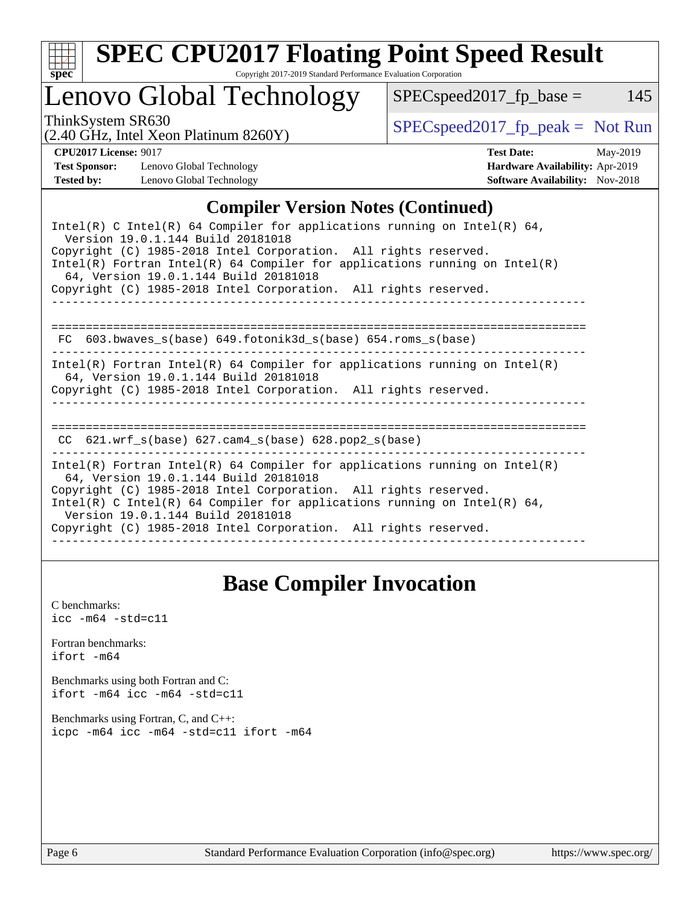## Compiler Version Notes (Continued)

```
Intel(R) C Intel(R) 64 Compiler for applications running on Intel(R) 64,
  Version 19.0.1.144 Build 20181018
Copyright (C) 1985-2018 Intel Corporation.  All rights reserved.
Intel(R) Fortran Intel(R) 64 Compiler for applications running on Intel(R)
  64, Version 19.0.1.144 Build 20181018
Copyright (C) 1985-2018 Intel Corporation.  All rights reserved.
------------------------------------------------------------------------------

==============================================================================
 FC  603.bwaves_s(base) 649.fotonik3d_s(base) 654.roms_s(base)
------------------------------------------------------------------------------
Intel(R) Fortran Intel(R) 64 Compiler for applications running on Intel(R)
  64, Version 19.0.1.144 Build 20181018
Copyright (C) 1985-2018 Intel Corporation.  All rights reserved.
------------------------------------------------------------------------------

==============================================================================
 CC  621.wrf_s(base) 627.cam4_s(base) 628.pop2_s(base)
------------------------------------------------------------------------------
Intel(R) Fortran Intel(R) 64 Compiler for applications running on Intel(R)
  64, Version 19.0.1.144 Build 20181018
Copyright (C) 1985-2018 Intel Corporation.  All rights reserved.
Intel(R) C Intel(R) 64 Compiler for applications running on Intel(R) 64,
  Version 19.0.1.144 Build 20181018
Copyright (C) 1985-2018 Intel Corporation.  All rights reserved.
------------------------------------------------------------------------------
```

## Base Compiler Invocation

C benchmarks:
`icc -m64 -std=c11`

Fortran benchmarks:
`ifort -m64`

Benchmarks using both Fortran and C:
`ifort -m64 icc -m64 -std=c11`

Benchmarks using Fortran, C, and C++:
`icpc -m64 icc -m64 -std=c11 ifort -m64`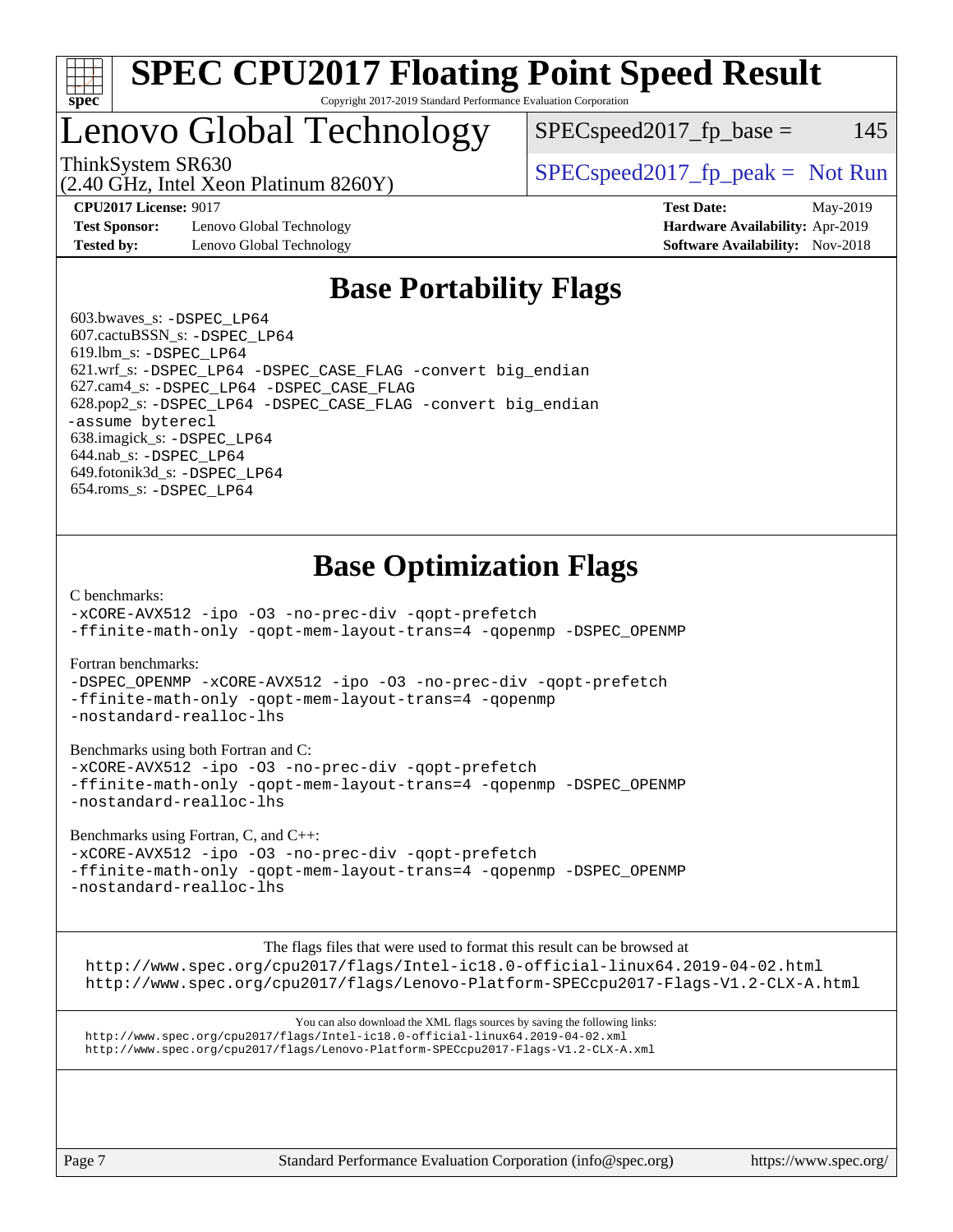# SPEC CPU2017 Floating Point Speed Result

Copyright 2017-2019 Standard Performance Evaluation Corporation

## Lenovo Global Technology

ThinkSystem SR630
(2.40 GHz, Intel Xeon Platinum 8260Y)

SPECspeed2017_fp_base = 145

SPECspeed2017_fp_peak = Not Run

**CPU2017 License:** 9017
**Test Sponsor:** Lenovo Global Technology
**Tested by:** Lenovo Global Technology

**Test Date:** May-2019
**Hardware Availability:** Apr-2019
**Software Availability:** Nov-2018

## Base Portability Flags

603.bwaves_s: -DSPEC_LP64
607.cactuBSSN_s: -DSPEC_LP64
619.lbm_s: -DSPEC_LP64
621.wrf_s: -DSPEC_LP64 -DSPEC_CASE_FLAG -convert big_endian
627.cam4_s: -DSPEC_LP64 -DSPEC_CASE_FLAG
628.pop2_s: -DSPEC_LP64 -DSPEC_CASE_FLAG -convert big_endian -assume byterecl
638.imagick_s: -DSPEC_LP64
644.nab_s: -DSPEC_LP64
649.fotonik3d_s: -DSPEC_LP64
654.roms_s: -DSPEC_LP64

## Base Optimization Flags

C benchmarks:
-xCORE-AVX512 -ipo -O3 -no-prec-div -qopt-prefetch
-ffinite-math-only -qopt-mem-layout-trans=4 -qopenmp -DSPEC_OPENMP

Fortran benchmarks:
-DSPEC_OPENMP -xCORE-AVX512 -ipo -O3 -no-prec-div -qopt-prefetch
-ffinite-math-only -qopt-mem-layout-trans=4 -qopenmp
-nostandard-realloc-lhs

Benchmarks using both Fortran and C:
-xCORE-AVX512 -ipo -O3 -no-prec-div -qopt-prefetch
-ffinite-math-only -qopt-mem-layout-trans=4 -qopenmp -DSPEC_OPENMP
-nostandard-realloc-lhs

Benchmarks using Fortran, C, and C++:
-xCORE-AVX512 -ipo -O3 -no-prec-div -qopt-prefetch
-ffinite-math-only -qopt-mem-layout-trans=4 -qopenmp -DSPEC_OPENMP
-nostandard-realloc-lhs

The flags files that were used to format this result can be browsed at
http://www.spec.org/cpu2017/flags/Intel-ic18.0-official-linux64.2019-04-02.html
http://www.spec.org/cpu2017/flags/Lenovo-Platform-SPECcpu2017-Flags-V1.2-CLX-A.html

You can also download the XML flags sources by saving the following links:
http://www.spec.org/cpu2017/flags/Intel-ic18.0-official-linux64.2019-04-02.xml
http://www.spec.org/cpu2017/flags/Lenovo-Platform-SPECcpu2017-Flags-V1.2-CLX-A.xml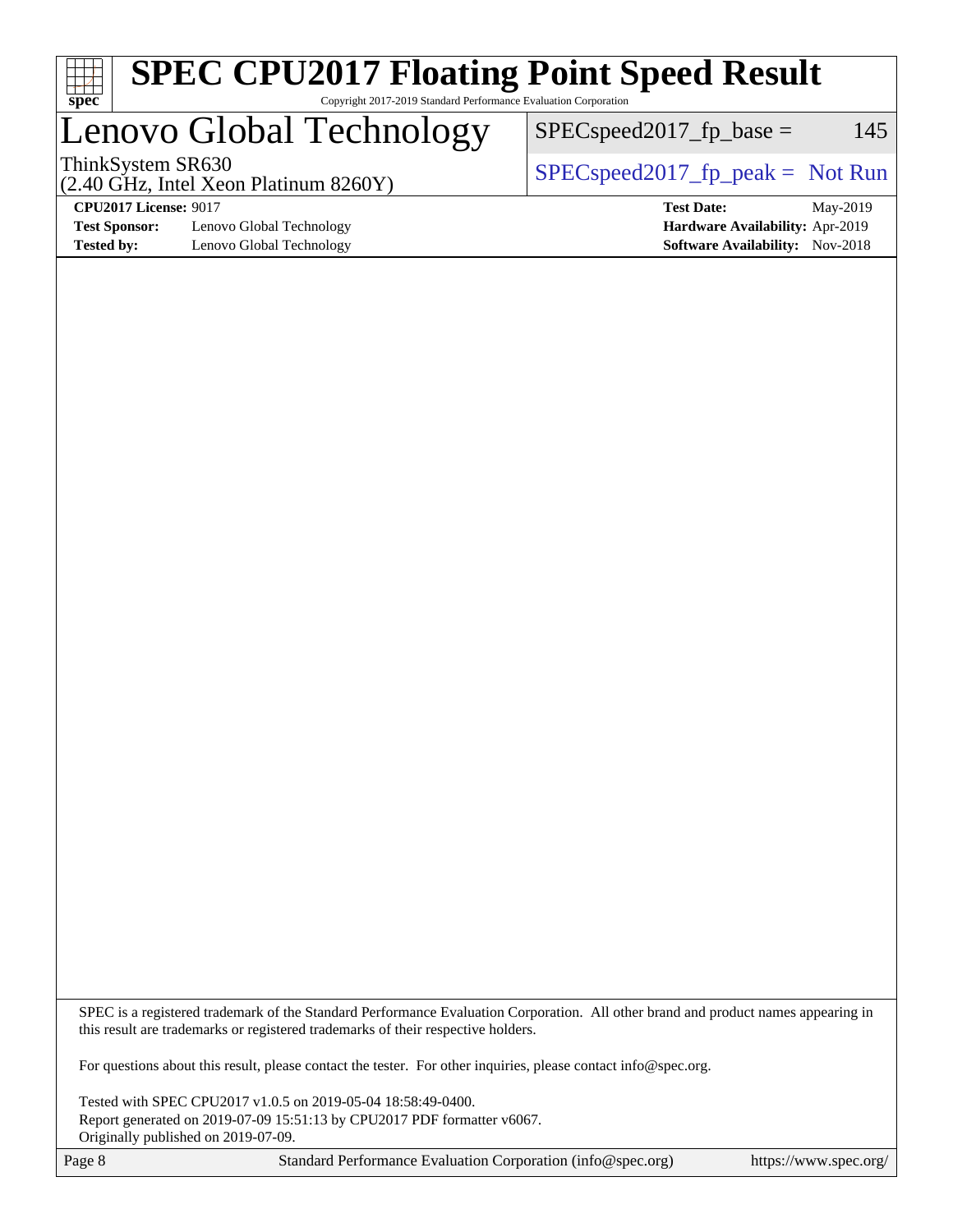SPEC is a registered trademark of the Standard Performance Evaluation Corporation. All other brand and product names appearing in this result are trademarks or registered trademarks of their respective holders.

For questions about this result, please contact the tester. For other inquiries, please contact info@spec.org.

Tested with SPEC CPU2017 v1.0.5 on 2019-05-04 18:58:49-0400.
Report generated on 2019-07-09 15:51:13 by CPU2017 PDF formatter v6067.
Originally published on 2019-07-09.